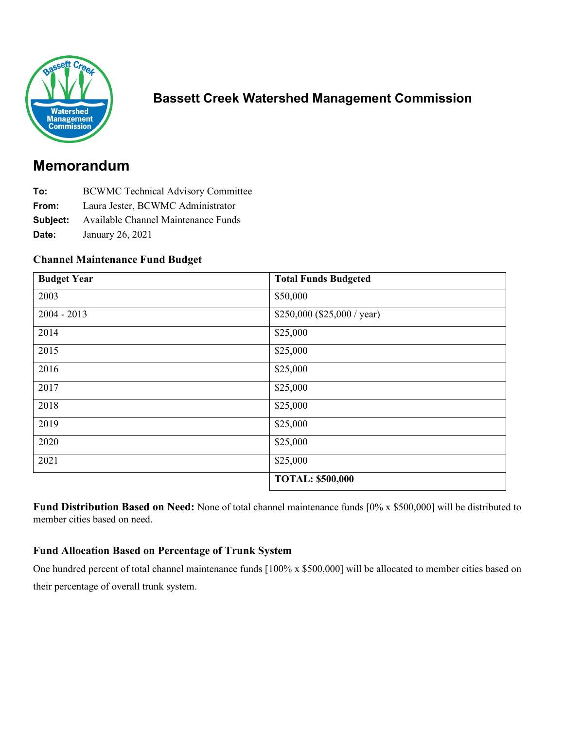# Bassett Creek Watershed Management Commission

## Memorandum

**To:** BCWMC Technical Advisory Committee
**From:** Laura Jester, BCWMC Administrator
**Subject:** Available Channel Maintenance Funds
**Date:** January 26, 2021

### Channel Maintenance Fund Budget

| Budget Year | Total Funds Budgeted |
|---|---|
| 2003 | $50,000 |
| 2004 - 2013 | $250,000 ($25,000 / year) |
| 2014 | $25,000 |
| 2015 | $25,000 |
| 2016 | $25,000 |
| 2017 | $25,000 |
| 2018 | $25,000 |
| 2019 | $25,000 |
| 2020 | $25,000 |
| 2021 | $25,000 |
| | **TOTAL: $500,000** |

**Fund Distribution Based on Need:** None of total channel maintenance funds [0% x $500,000] will be distributed to member cities based on need.

### Fund Allocation Based on Percentage of Trunk System

One hundred percent of total channel maintenance funds [100% x $500,000] will be allocated to member cities based on their percentage of overall trunk system.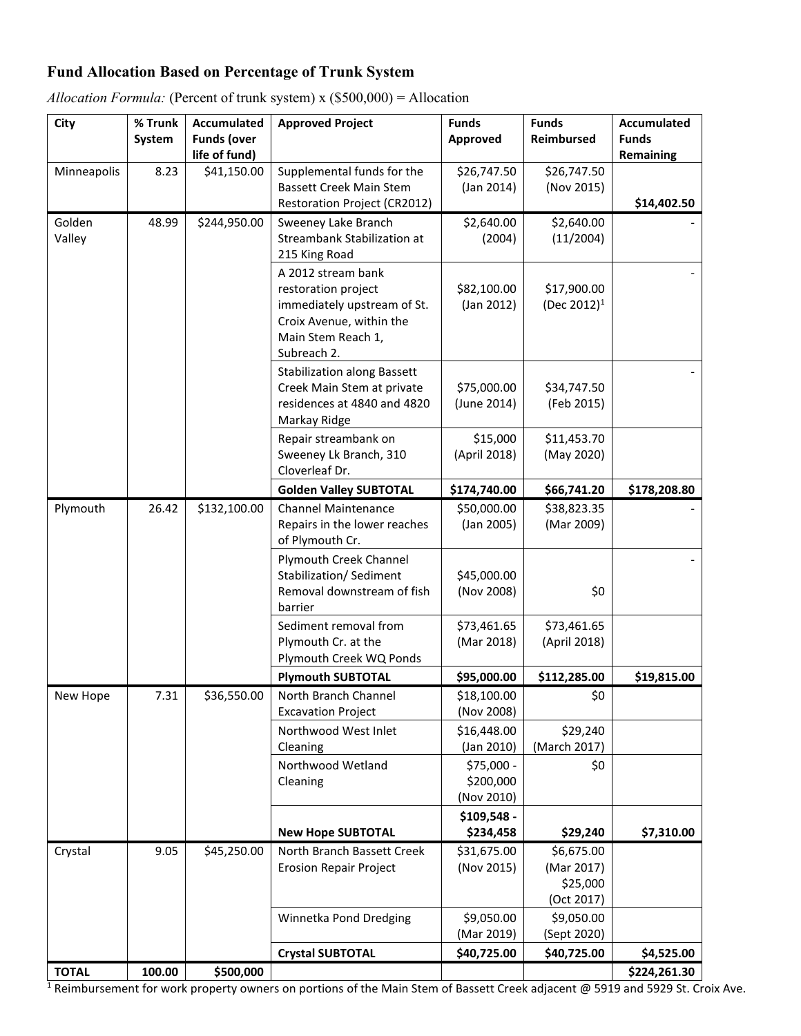## Fund Allocation Based on Percentage of Trunk System

*Allocation Formula:* (Percent of trunk system) x ($500,000) = Allocation

| City | % Trunk System | Accumulated Funds (over life of fund) | Approved Project | Funds Approved | Funds Reimbursed | Accumulated Funds Remaining |
|---|---|---|---|---|---|---|
| Minneapolis | 8.23 | $41,150.00 | Supplemental funds for the Bassett Creek Main Stem Restoration Project (CR2012) | $26,747.50 (Jan 2014) | $26,747.50 (Nov 2015) | **$14,402.50** |
| Golden Valley | 48.99 | $244,950.00 | Sweeney Lake Branch Streambank Stabilization at 215 King Road | $2,640.00 (2004) | $2,640.00 (11/2004) | - |
| | | | A 2012 stream bank restoration project immediately upstream of St. Croix Avenue, within the Main Stem Reach 1, Subreach 2. | $82,100.00 (Jan 2012) | $17,900.00 (Dec 2012)[1] | - |
| | | | Stabilization along Bassett Creek Main Stem at private residences at 4840 and 4820 Markay Ridge | $75,000.00 (June 2014) | $34,747.50 (Feb 2015) | - |
| | | | Repair streambank on Sweeney Lk Branch, 310 Cloverleaf Dr. | $15,000 (April 2018) | $11,453.70 (May 2020) | |
| | | | **Golden Valley SUBTOTAL** | **$174,740.00** | **$66,741.20** | **$178,208.80** |
| Plymouth | 26.42 | $132,100.00 | Channel Maintenance Repairs in the lower reaches of Plymouth Cr. | $50,000.00 (Jan 2005) | $38,823.35 (Mar 2009) | - |
| | | | Plymouth Creek Channel Stabilization/ Sediment Removal downstream of fish barrier | $45,000.00 (Nov 2008) | $0 | - |
| | | | Sediment removal from Plymouth Cr. at the Plymouth Creek WQ Ponds | $73,461.65 (Mar 2018) | $73,461.65 (April 2018) | |
| | | | **Plymouth SUBTOTAL** | **$95,000.00** | **$112,285.00** | **$19,815.00** |
| New Hope | 7.31 | $36,550.00 | North Branch Channel Excavation Project | $18,100.00 (Nov 2008) | $0 | |
| | | | Northwood West Inlet Cleaning | $16,448.00 (Jan 2010) | $29,240 (March 2017) | |
| | | | Northwood Wetland Cleaning | $75,000 - $200,000 (Nov 2010) | $0 | |
| | | | **New Hope SUBTOTAL** | **$109,548 - $234,458** | **$29,240** | **$7,310.00** |
| Crystal | 9.05 | $45,250.00 | North Branch Bassett Creek Erosion Repair Project | $31,675.00 (Nov 2015) | $6,675.00 (Mar 2017) $25,000 (Oct 2017) | |
| | | | Winnetka Pond Dredging | $9,050.00 (Mar 2019) | $9,050.00 (Sept 2020) | |
| | | | **Crystal SUBTOTAL** | **$40,725.00** | **$40,725.00** | **$4,525.00** |
| **TOTAL** | **100.00** | **$500,000** | | | | **$224,261.30** |

[1] Reimbursement for work property owners on portions of the Main Stem of Bassett Creek adjacent @ 5919 and 5929 St. Croix Ave.